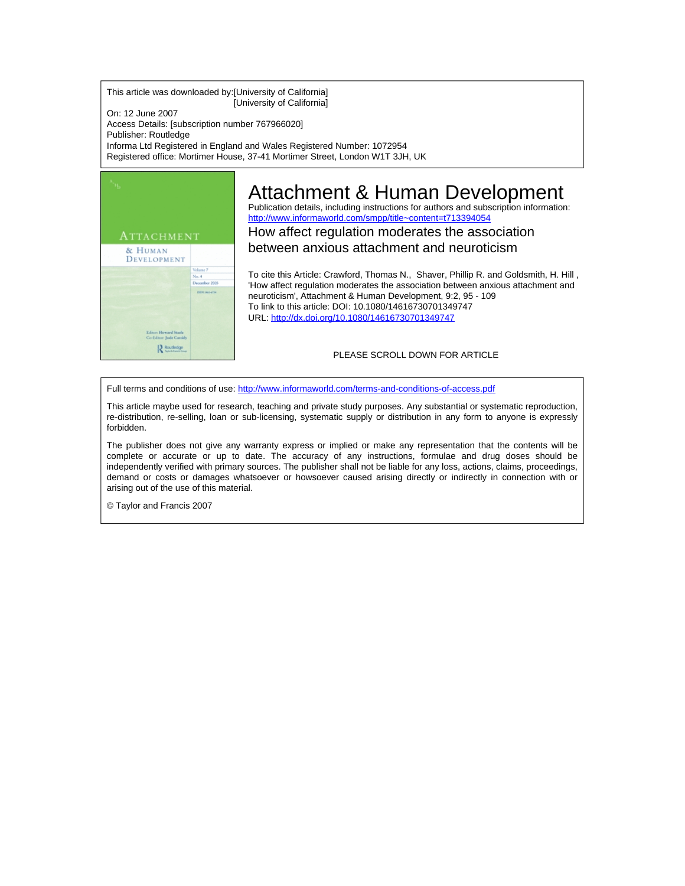This article was downloaded by:[University of California]
[University of California]

On: 12 June 2007

Access Details: [subscription number 767966020]

Publisher: Routledge

Informa Ltd Registered in England and Wales Registered Number: 1072954

Registered office: Mortimer House, 37-41 Mortimer Street, London W1T 3JH, UK

# Attachment & Human Development

Publication details, including instructions for authors and subscription information:
http://www.informaworld.com/smpp/title~content=t713394054

## How affect regulation moderates the association between anxious attachment and neuroticism

To cite this Article: Crawford, Thomas N., Shaver, Phillip R. and Goldsmith, H. Hill , 'How affect regulation moderates the association between anxious attachment and neuroticism', Attachment & Human Development, 9:2, 95 - 109

To link to this article: DOI: 10.1080/14616730701349747

URL: http://dx.doi.org/10.1080/14616730701349747

PLEASE SCROLL DOWN FOR ARTICLE

Full terms and conditions of use: http://www.informaworld.com/terms-and-conditions-of-access.pdf

This article maybe used for research, teaching and private study purposes. Any substantial or systematic reproduction, re-distribution, re-selling, loan or sub-licensing, systematic supply or distribution in any form to anyone is expressly forbidden.

The publisher does not give any warranty express or implied or make any representation that the contents will be complete or accurate or up to date. The accuracy of any instructions, formulae and drug doses should be independently verified with primary sources. The publisher shall not be liable for any loss, actions, claims, proceedings, demand or costs or damages whatsoever or howsoever caused arising directly or indirectly in connection with or arising out of the use of this material.

© Taylor and Francis 2007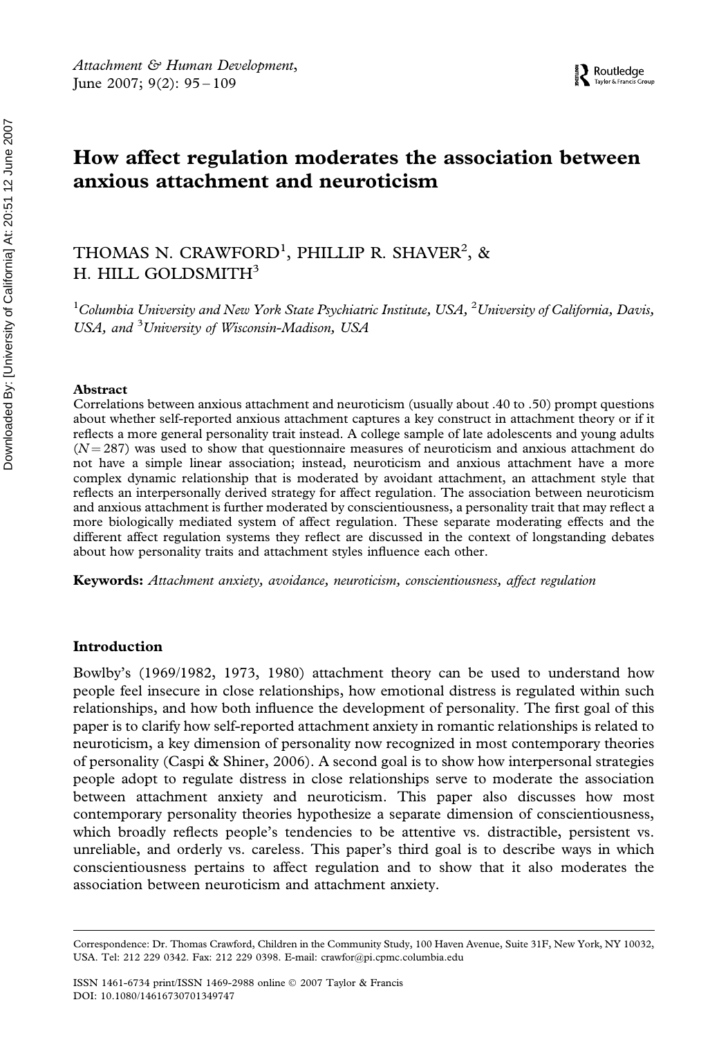# How affect regulation moderates the association between anxious attachment and neuroticism

THOMAS N. CRAWFORD[1], PHILLIP R. SHAVER[2], & H. HILL GOLDSMITH[3]

[1]*Columbia University and New York State Psychiatric Institute, USA,* [2]*University of California, Davis, USA, and* [3]*University of Wisconsin-Madison, USA*

### Abstract

Correlations between anxious attachment and neuroticism (usually about .40 to .50) prompt questions about whether self-reported anxious attachment captures a key construct in attachment theory or if it reflects a more general personality trait instead. A college sample of late adolescents and young adults ($N = 287$) was used to show that questionnaire measures of neuroticism and anxious attachment do not have a simple linear association; instead, neuroticism and anxious attachment have a more complex dynamic relationship that is moderated by avoidant attachment, an attachment style that reflects an interpersonally derived strategy for affect regulation. The association between neuroticism and anxious attachment is further moderated by conscientiousness, a personality trait that may reflect a more biologically mediated system of affect regulation. These separate moderating effects and the different affect regulation systems they reflect are discussed in the context of longstanding debates about how personality traits and attachment styles influence each other.

**Keywords:** *Attachment anxiety, avoidance, neuroticism, conscientiousness, affect regulation*

## Introduction

Bowlby's (1969/1982, 1973, 1980) attachment theory can be used to understand how people feel insecure in close relationships, how emotional distress is regulated within such relationships, and how both influence the development of personality. The first goal of this paper is to clarify how self-reported attachment anxiety in romantic relationships is related to neuroticism, a key dimension of personality now recognized in most contemporary theories of personality (Caspi & Shiner, 2006). A second goal is to show how interpersonal strategies people adopt to regulate distress in close relationships serve to moderate the association between attachment anxiety and neuroticism. This paper also discusses how most contemporary personality theories hypothesize a separate dimension of conscientiousness, which broadly reflects people's tendencies to be attentive vs. distractible, persistent vs. unreliable, and orderly vs. careless. This paper's third goal is to describe ways in which conscientiousness pertains to affect regulation and to show that it also moderates the association between neuroticism and attachment anxiety.

Correspondence: Dr. Thomas Crawford, Children in the Community Study, 100 Haven Avenue, Suite 31F, New York, NY 10032, USA. Tel: 212 229 0342. Fax: 212 229 0398. E-mail: crawfor@pi.cpmc.columbia.edu

ISSN 1461-6734 print/ISSN 1469-2988 online © 2007 Taylor & Francis
DOI: 10.1080/14616730701349747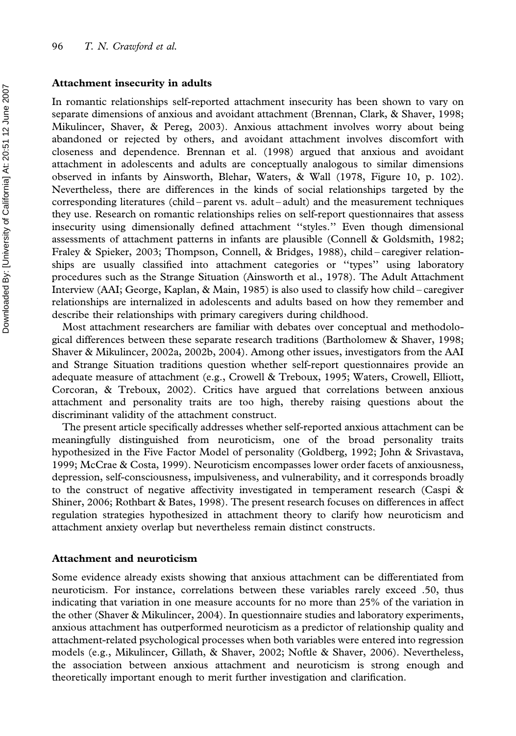### Attachment insecurity in adults

In romantic relationships self-reported attachment insecurity has been shown to vary on separate dimensions of anxious and avoidant attachment (Brennan, Clark, & Shaver, 1998; Mikulincer, Shaver, & Pereg, 2003). Anxious attachment involves worry about being abandoned or rejected by others, and avoidant attachment involves discomfort with closeness and dependence. Brennan et al. (1998) argued that anxious and avoidant attachment in adolescents and adults are conceptually analogous to similar dimensions observed in infants by Ainsworth, Blehar, Waters, & Wall (1978, Figure 10, p. 102). Nevertheless, there are differences in the kinds of social relationships targeted by the corresponding literatures (child – parent vs. adult – adult) and the measurement techniques they use. Research on romantic relationships relies on self-report questionnaires that assess insecurity using dimensionally defined attachment "styles." Even though dimensional assessments of attachment patterns in infants are plausible (Connell & Goldsmith, 1982; Fraley & Spieker, 2003; Thompson, Connell, & Bridges, 1988), child – caregiver relationships are usually classified into attachment categories or "types" using laboratory procedures such as the Strange Situation (Ainsworth et al., 1978). The Adult Attachment Interview (AAI; George, Kaplan, & Main, 1985) is also used to classify how child – caregiver relationships are internalized in adolescents and adults based on how they remember and describe their relationships with primary caregivers during childhood.

Most attachment researchers are familiar with debates over conceptual and methodological differences between these separate research traditions (Bartholomew & Shaver, 1998; Shaver & Mikulincer, 2002a, 2002b, 2004). Among other issues, investigators from the AAI and Strange Situation traditions question whether self-report questionnaires provide an adequate measure of attachment (e.g., Crowell & Treboux, 1995; Waters, Crowell, Elliott, Corcoran, & Treboux, 2002). Critics have argued that correlations between anxious attachment and personality traits are too high, thereby raising questions about the discriminant validity of the attachment construct.

The present article specifically addresses whether self-reported anxious attachment can be meaningfully distinguished from neuroticism, one of the broad personality traits hypothesized in the Five Factor Model of personality (Goldberg, 1992; John & Srivastava, 1999; McCrae & Costa, 1999). Neuroticism encompasses lower order facets of anxiousness, depression, self-consciousness, impulsiveness, and vulnerability, and it corresponds broadly to the construct of negative affectivity investigated in temperament research (Caspi & Shiner, 2006; Rothbart & Bates, 1998). The present research focuses on differences in affect regulation strategies hypothesized in attachment theory to clarify how neuroticism and attachment anxiety overlap but nevertheless remain distinct constructs.

### Attachment and neuroticism

Some evidence already exists showing that anxious attachment can be differentiated from neuroticism. For instance, correlations between these variables rarely exceed .50, thus indicating that variation in one measure accounts for no more than 25% of the variation in the other (Shaver & Mikulincer, 2004). In questionnaire studies and laboratory experiments, anxious attachment has outperformed neuroticism as a predictor of relationship quality and attachment-related psychological processes when both variables were entered into regression models (e.g., Mikulincer, Gillath, & Shaver, 2002; Noftle & Shaver, 2006). Nevertheless, the association between anxious attachment and neuroticism is strong enough and theoretically important enough to merit further investigation and clarification.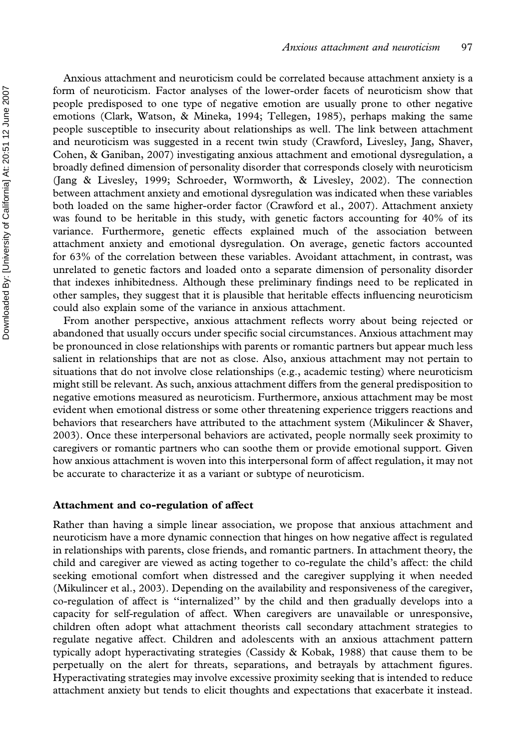Anxious attachment and neuroticism could be correlated because attachment anxiety is a form of neuroticism. Factor analyses of the lower-order facets of neuroticism show that people predisposed to one type of negative emotion are usually prone to other negative emotions (Clark, Watson, & Mineka, 1994; Tellegen, 1985), perhaps making the same people susceptible to insecurity about relationships as well. The link between attachment and neuroticism was suggested in a recent twin study (Crawford, Livesley, Jang, Shaver, Cohen, & Ganiban, 2007) investigating anxious attachment and emotional dysregulation, a broadly defined dimension of personality disorder that corresponds closely with neuroticism (Jang & Livesley, 1999; Schroeder, Wormworth, & Livesley, 2002). The connection between attachment anxiety and emotional dysregulation was indicated when these variables both loaded on the same higher-order factor (Crawford et al., 2007). Attachment anxiety was found to be heritable in this study, with genetic factors accounting for 40% of its variance. Furthermore, genetic effects explained much of the association between attachment anxiety and emotional dysregulation. On average, genetic factors accounted for 63% of the correlation between these variables. Avoidant attachment, in contrast, was unrelated to genetic factors and loaded onto a separate dimension of personality disorder that indexes inhibitedness. Although these preliminary findings need to be replicated in other samples, they suggest that it is plausible that heritable effects influencing neuroticism could also explain some of the variance in anxious attachment.

From another perspective, anxious attachment reflects worry about being rejected or abandoned that usually occurs under specific social circumstances. Anxious attachment may be pronounced in close relationships with parents or romantic partners but appear much less salient in relationships that are not as close. Also, anxious attachment may not pertain to situations that do not involve close relationships (e.g., academic testing) where neuroticism might still be relevant. As such, anxious attachment differs from the general predisposition to negative emotions measured as neuroticism. Furthermore, anxious attachment may be most evident when emotional distress or some other threatening experience triggers reactions and behaviors that researchers have attributed to the attachment system (Mikulincer & Shaver, 2003). Once these interpersonal behaviors are activated, people normally seek proximity to caregivers or romantic partners who can soothe them or provide emotional support. Given how anxious attachment is woven into this interpersonal form of affect regulation, it may not be accurate to characterize it as a variant or subtype of neuroticism.

### Attachment and co-regulation of affect

Rather than having a simple linear association, we propose that anxious attachment and neuroticism have a more dynamic connection that hinges on how negative affect is regulated in relationships with parents, close friends, and romantic partners. In attachment theory, the child and caregiver are viewed as acting together to co-regulate the child's affect: the child seeking emotional comfort when distressed and the caregiver supplying it when needed (Mikulincer et al., 2003). Depending on the availability and responsiveness of the caregiver, co-regulation of affect is "internalized" by the child and then gradually develops into a capacity for self-regulation of affect. When caregivers are unavailable or unresponsive, children often adopt what attachment theorists call secondary attachment strategies to regulate negative affect. Children and adolescents with an anxious attachment pattern typically adopt hyperactivating strategies (Cassidy & Kobak, 1988) that cause them to be perpetually on the alert for threats, separations, and betrayals by attachment figures. Hyperactivating strategies may involve excessive proximity seeking that is intended to reduce attachment anxiety but tends to elicit thoughts and expectations that exacerbate it instead.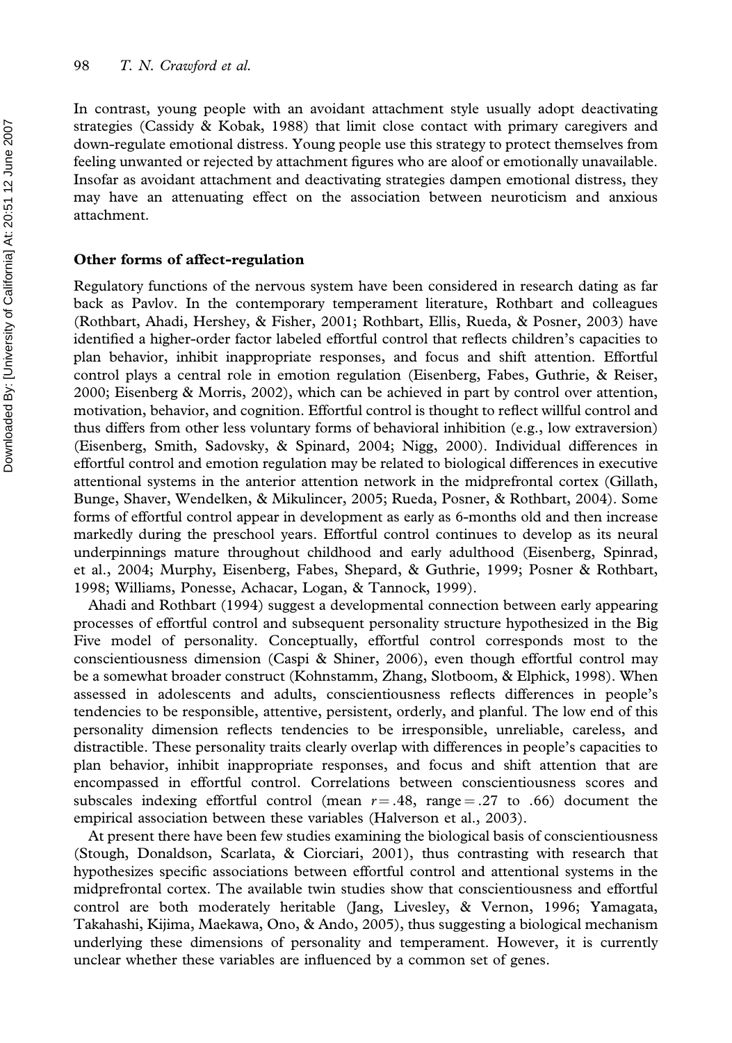In contrast, young people with an avoidant attachment style usually adopt deactivating strategies (Cassidy & Kobak, 1988) that limit close contact with primary caregivers and down-regulate emotional distress. Young people use this strategy to protect themselves from feeling unwanted or rejected by attachment figures who are aloof or emotionally unavailable. Insofar as avoidant attachment and deactivating strategies dampen emotional distress, they may have an attenuating effect on the association between neuroticism and anxious attachment.

### Other forms of affect-regulation

Regulatory functions of the nervous system have been considered in research dating as far back as Pavlov. In the contemporary temperament literature, Rothbart and colleagues (Rothbart, Ahadi, Hershey, & Fisher, 2001; Rothbart, Ellis, Rueda, & Posner, 2003) have identified a higher-order factor labeled effortful control that reflects children's capacities to plan behavior, inhibit inappropriate responses, and focus and shift attention. Effortful control plays a central role in emotion regulation (Eisenberg, Fabes, Guthrie, & Reiser, 2000; Eisenberg & Morris, 2002), which can be achieved in part by control over attention, motivation, behavior, and cognition. Effortful control is thought to reflect willful control and thus differs from other less voluntary forms of behavioral inhibition (e.g., low extraversion) (Eisenberg, Smith, Sadovsky, & Spinard, 2004; Nigg, 2000). Individual differences in effortful control and emotion regulation may be related to biological differences in executive attentional systems in the anterior attention network in the midprefrontal cortex (Gillath, Bunge, Shaver, Wendelken, & Mikulincer, 2005; Rueda, Posner, & Rothbart, 2004). Some forms of effortful control appear in development as early as 6-months old and then increase markedly during the preschool years. Effortful control continues to develop as its neural underpinnings mature throughout childhood and early adulthood (Eisenberg, Spinrad, et al., 2004; Murphy, Eisenberg, Fabes, Shepard, & Guthrie, 1999; Posner & Rothbart, 1998; Williams, Ponesse, Achacar, Logan, & Tannock, 1999).

Ahadi and Rothbart (1994) suggest a developmental connection between early appearing processes of effortful control and subsequent personality structure hypothesized in the Big Five model of personality. Conceptually, effortful control corresponds most to the conscientiousness dimension (Caspi & Shiner, 2006), even though effortful control may be a somewhat broader construct (Kohnstamm, Zhang, Slotboom, & Elphick, 1998). When assessed in adolescents and adults, conscientiousness reflects differences in people's tendencies to be responsible, attentive, persistent, orderly, and planful. The low end of this personality dimension reflects tendencies to be irresponsible, unreliable, careless, and distractible. These personality traits clearly overlap with differences in people's capacities to plan behavior, inhibit inappropriate responses, and focus and shift attention that are encompassed in effortful control. Correlations between conscientiousness scores and subscales indexing effortful control (mean $r = .48$, range $= .27$ to $.66$) document the empirical association between these variables (Halverson et al., 2003).

At present there have been few studies examining the biological basis of conscientiousness (Stough, Donaldson, Scarlata, & Ciorciari, 2001), thus contrasting with research that hypothesizes specific associations between effortful control and attentional systems in the midprefrontal cortex. The available twin studies show that conscientiousness and effortful control are both moderately heritable (Jang, Livesley, & Vernon, 1996; Yamagata, Takahashi, Kijima, Maekawa, Ono, & Ando, 2005), thus suggesting a biological mechanism underlying these dimensions of personality and temperament. However, it is currently unclear whether these variables are influenced by a common set of genes.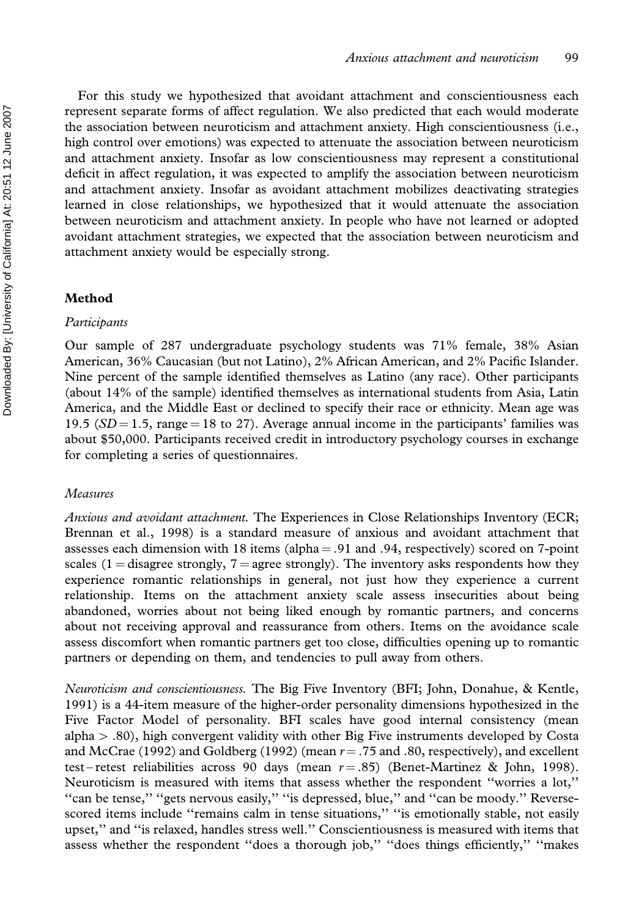For this study we hypothesized that avoidant attachment and conscientiousness each represent separate forms of affect regulation. We also predicted that each would moderate the association between neuroticism and attachment anxiety. High conscientiousness (i.e., high control over emotions) was expected to attenuate the association between neuroticism and attachment anxiety. Insofar as low conscientiousness may represent a constitutional deficit in affect regulation, it was expected to amplify the association between neuroticism and attachment anxiety. Insofar as avoidant attachment mobilizes deactivating strategies learned in close relationships, we hypothesized that it would attenuate the association between neuroticism and attachment anxiety. In people who have not learned or adopted avoidant attachment strategies, we expected that the association between neuroticism and attachment anxiety would be especially strong.

## Method

### *Participants*

Our sample of 287 undergraduate psychology students was 71% female, 38% Asian American, 36% Caucasian (but not Latino), 2% African American, and 2% Pacific Islander. Nine percent of the sample identified themselves as Latino (any race). Other participants (about 14% of the sample) identified themselves as international students from Asia, Latin America, and the Middle East or declined to specify their race or ethnicity. Mean age was 19.5 ($SD = 1.5$, range = 18 to 27). Average annual income in the participants' families was about $50,000. Participants received credit in introductory psychology courses in exchange for completing a series of questionnaires.

### *Measures*

*Anxious and avoidant attachment.* The Experiences in Close Relationships Inventory (ECR; Brennan et al., 1998) is a standard measure of anxious and avoidant attachment that assesses each dimension with 18 items (alpha = .91 and .94, respectively) scored on 7-point scales (1 = disagree strongly, 7 = agree strongly). The inventory asks respondents how they experience romantic relationships in general, not just how they experience a current relationship. Items on the attachment anxiety scale assess insecurities about being abandoned, worries about not being liked enough by romantic partners, and concerns about not receiving approval and reassurance from others. Items on the avoidance scale assess discomfort when romantic partners get too close, difficulties opening up to romantic partners or depending on them, and tendencies to pull away from others.

*Neuroticism and conscientiousness.* The Big Five Inventory (BFI; John, Donahue, & Kentle, 1991) is a 44-item measure of the higher-order personality dimensions hypothesized in the Five Factor Model of personality. BFI scales have good internal consistency (mean alpha > .80), high convergent validity with other Big Five instruments developed by Costa and McCrae (1992) and Goldberg (1992) (mean $r = .75$ and .80, respectively), and excellent test–retest reliabilities across 90 days (mean $r = .85$) (Benet-Martinez & John, 1998). Neuroticism is measured with items that assess whether the respondent "worries a lot," "can be tense," "gets nervous easily," "is depressed, blue," and "can be moody." Reverse-scored items include "remains calm in tense situations," "is emotionally stable, not easily upset," and "is relaxed, handles stress well." Conscientiousness is measured with items that assess whether the respondent "does a thorough job," "does things efficiently," "makes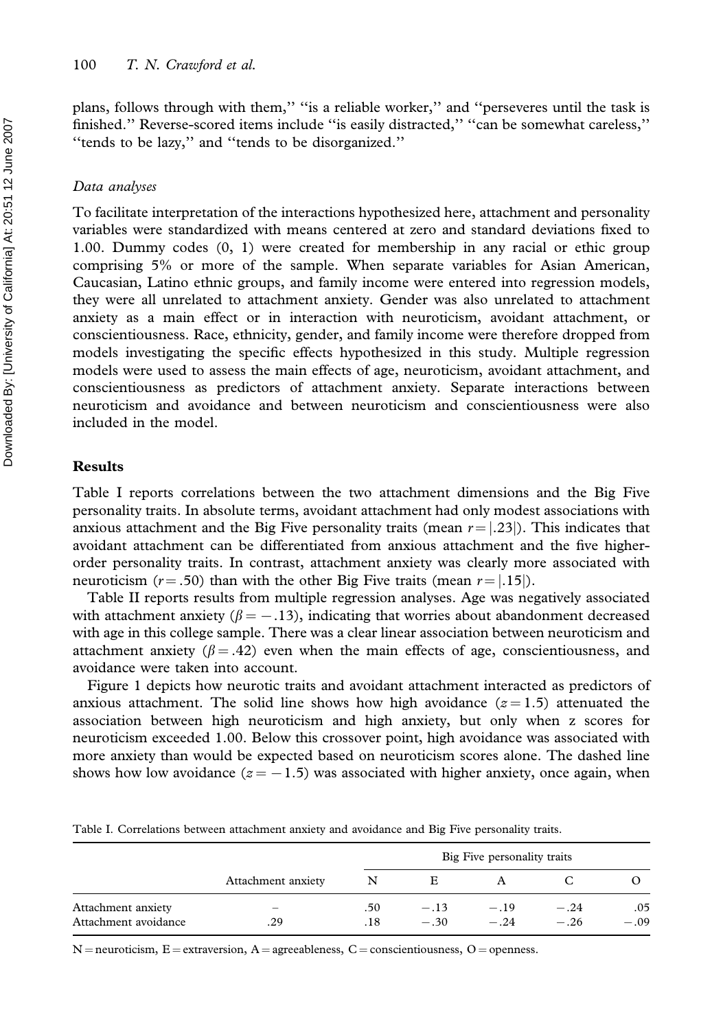plans, follows through with them," "is a reliable worker," and "perseveres until the task is finished." Reverse-scored items include "is easily distracted," "can be somewhat careless," "tends to be lazy," and "tends to be disorganized."

### *Data analyses*

To facilitate interpretation of the interactions hypothesized here, attachment and personality variables were standardized with means centered at zero and standard deviations fixed to 1.00. Dummy codes (0, 1) were created for membership in any racial or ethic group comprising 5% or more of the sample. When separate variables for Asian American, Caucasian, Latino ethnic groups, and family income were entered into regression models, they were all unrelated to attachment anxiety. Gender was also unrelated to attachment anxiety as a main effect or in interaction with neuroticism, avoidant attachment, or conscientiousness. Race, ethnicity, gender, and family income were therefore dropped from models investigating the specific effects hypothesized in this study. Multiple regression models were used to assess the main effects of age, neuroticism, avoidant attachment, and conscientiousness as predictors of attachment anxiety. Separate interactions between neuroticism and avoidance and between neuroticism and conscientiousness were also included in the model.

## Results

Table I reports correlations between the two attachment dimensions and the Big Five personality traits. In absolute terms, avoidant attachment had only modest associations with anxious attachment and the Big Five personality traits (mean $r = |.23|$). This indicates that avoidant attachment can be differentiated from anxious attachment and the five higher-order personality traits. In contrast, attachment anxiety was clearly more associated with neuroticism ($r = .50$) than with the other Big Five traits (mean $r = |.15|$).

Table II reports results from multiple regression analyses. Age was negatively associated with attachment anxiety ($\beta = -.13$), indicating that worries about abandonment decreased with age in this college sample. There was a clear linear association between neuroticism and attachment anxiety ($\beta = .42$) even when the main effects of age, conscientiousness, and avoidance were taken into account.

Figure 1 depicts how neurotic traits and avoidant attachment interacted as predictors of anxious attachment. The solid line shows how high avoidance ($z = 1.5$) attenuated the association between high neuroticism and high anxiety, but only when z scores for neuroticism exceeded 1.00. Below this crossover point, high avoidance was associated with more anxiety than would be expected based on neuroticism scores alone. The dashed line shows how low avoidance ($z = -1.5$) was associated with higher anxiety, once again, when

Table I. Correlations between attachment anxiety and avoidance and Big Five personality traits.

| | Attachment anxiety | Big Five personality traits | | | | |
|---|---|---|---|---|---|---|
| | | N | E | A | C | O |
| Attachment anxiety | – | .50 | −.13 | −.19 | −.24 | .05 |
| Attachment avoidance | .29 | .18 | −.30 | −.24 | −.26 | −.09 |

N = neuroticism, E = extraversion, A = agreeableness, C = conscientiousness, O = openness.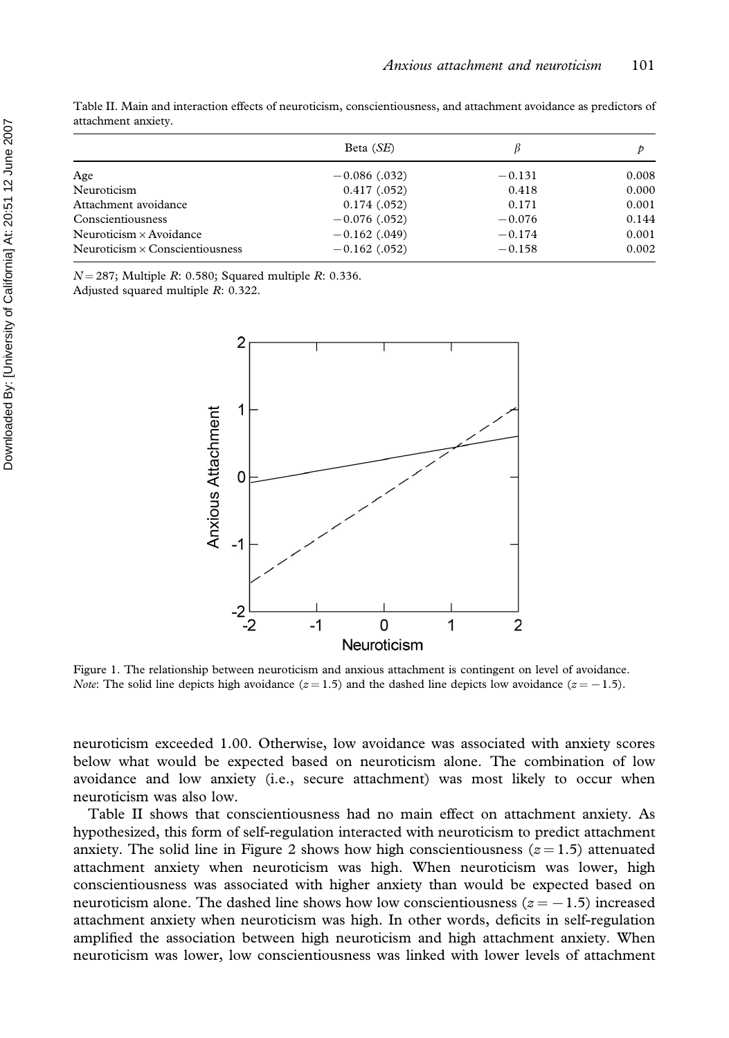Table II. Main and interaction effects of neuroticism, conscientiousness, and attachment avoidance as predictors of attachment anxiety.

| | Beta (*SE*) | $\beta$ | *p* |
|---|---|---|---|
| Age | −0.086 (.032) | −0.131 | 0.008 |
| Neuroticism | 0.417 (.052) | 0.418 | 0.000 |
| Attachment avoidance | 0.174 (.052) | 0.171 | 0.001 |
| Conscientiousness | −0.076 (.052) | −0.076 | 0.144 |
| Neuroticism × Avoidance | −0.162 (.049) | −0.174 | 0.001 |
| Neuroticism × Conscientiousness | −0.162 (.052) | −0.158 | 0.002 |

$N = 287$; Multiple $R$: 0.580; Squared multiple $R$: 0.336.
Adjusted squared multiple $R$: 0.322.

Figure 1. The relationship between neuroticism and anxious attachment is contingent on level of avoidance. *Note*: The solid line depicts high avoidance ($z = 1.5$) and the dashed line depicts low avoidance ($z = -1.5$).

neuroticism exceeded 1.00. Otherwise, low avoidance was associated with anxiety scores below what would be expected based on neuroticism alone. The combination of low avoidance and low anxiety (i.e., secure attachment) was most likely to occur when neuroticism was also low.

Table II shows that conscientiousness had no main effect on attachment anxiety. As hypothesized, this form of self-regulation interacted with neuroticism to predict attachment anxiety. The solid line in Figure 2 shows how high conscientiousness ($z = 1.5$) attenuated attachment anxiety when neuroticism was high. When neuroticism was lower, high conscientiousness was associated with higher anxiety than would be expected based on neuroticism alone. The dashed line shows how low conscientiousness ($z = -1.5$) increased attachment anxiety when neuroticism was high. In other words, deficits in self-regulation amplified the association between high neuroticism and high attachment anxiety. When neuroticism was lower, low conscientiousness was linked with lower levels of attachment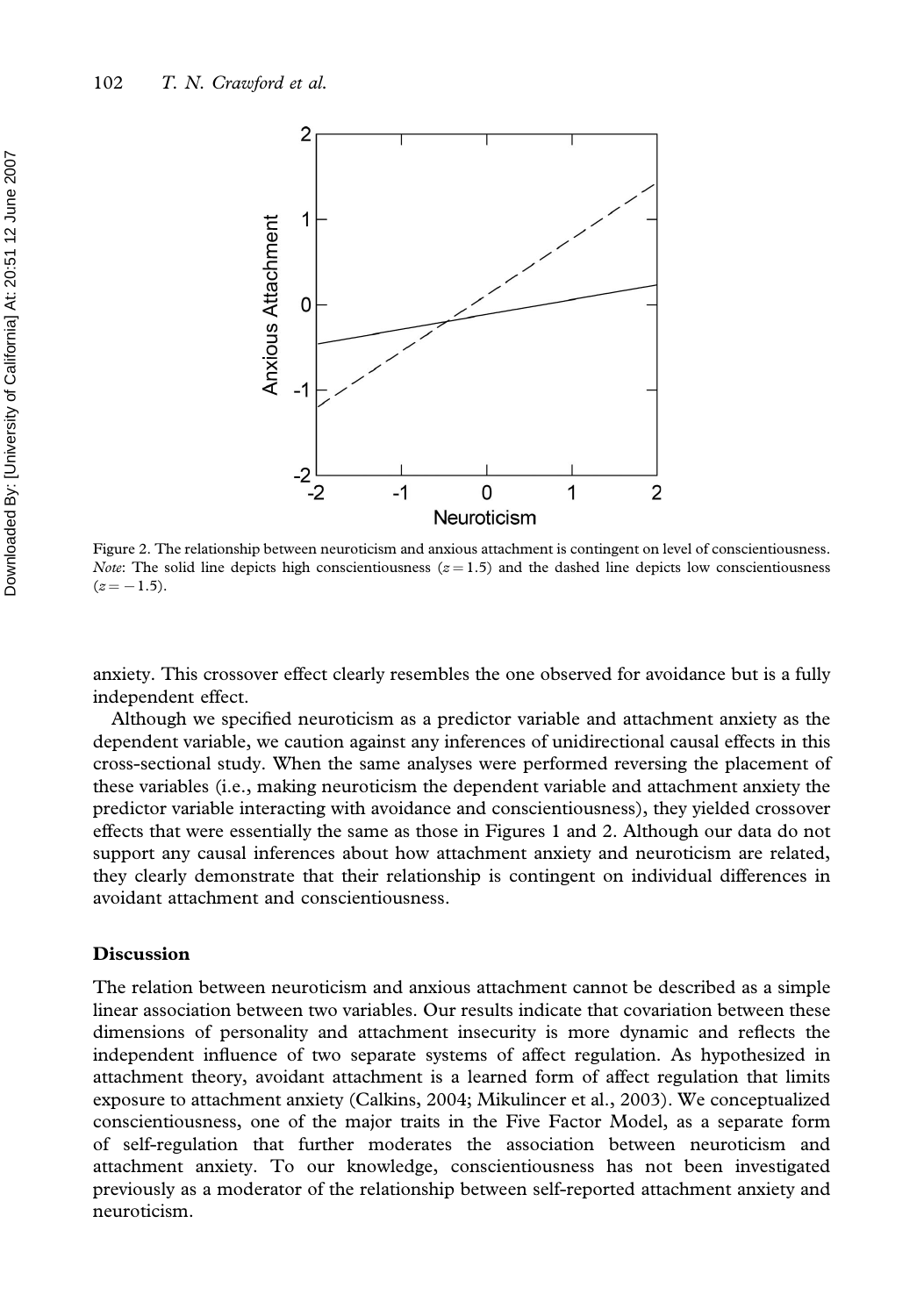Figure 2. The relationship between neuroticism and anxious attachment is contingent on level of conscientiousness. *Note*: The solid line depicts high conscientiousness ($z = 1.5$) and the dashed line depicts low conscientiousness ($z = -1.5$).

anxiety. This crossover effect clearly resembles the one observed for avoidance but is a fully independent effect.

Although we specified neuroticism as a predictor variable and attachment anxiety as the dependent variable, we caution against any inferences of unidirectional causal effects in this cross-sectional study. When the same analyses were performed reversing the placement of these variables (i.e., making neuroticism the dependent variable and attachment anxiety the predictor variable interacting with avoidance and conscientiousness), they yielded crossover effects that were essentially the same as those in Figures 1 and 2. Although our data do not support any causal inferences about how attachment anxiety and neuroticism are related, they clearly demonstrate that their relationship is contingent on individual differences in avoidant attachment and conscientiousness.

## Discussion

The relation between neuroticism and anxious attachment cannot be described as a simple linear association between two variables. Our results indicate that covariation between these dimensions of personality and attachment insecurity is more dynamic and reflects the independent influence of two separate systems of affect regulation. As hypothesized in attachment theory, avoidant attachment is a learned form of affect regulation that limits exposure to attachment anxiety (Calkins, 2004; Mikulincer et al., 2003). We conceptualized conscientiousness, one of the major traits in the Five Factor Model, as a separate form of self-regulation that further moderates the association between neuroticism and attachment anxiety. To our knowledge, conscientiousness has not been investigated previously as a moderator of the relationship between self-reported attachment anxiety and neuroticism.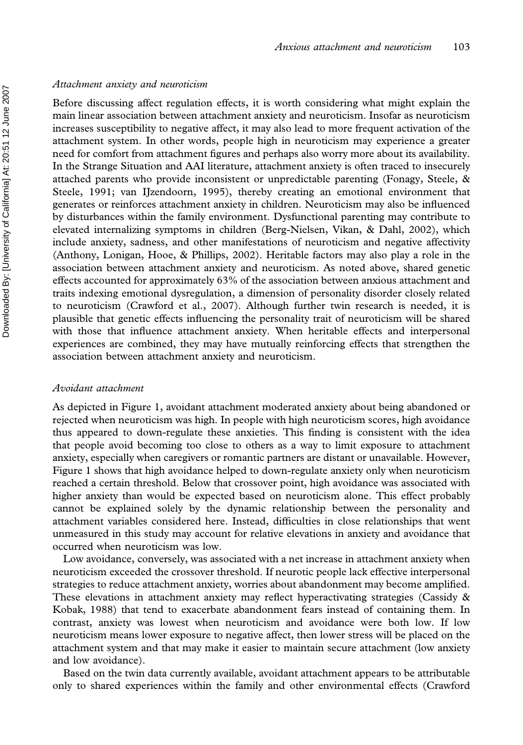### *Attachment anxiety and neuroticism*

Before discussing affect regulation effects, it is worth considering what might explain the main linear association between attachment anxiety and neuroticism. Insofar as neuroticism increases susceptibility to negative affect, it may also lead to more frequent activation of the attachment system. In other words, people high in neuroticism may experience a greater need for comfort from attachment figures and perhaps also worry more about its availability. In the Strange Situation and AAI literature, attachment anxiety is often traced to insecurely attached parents who provide inconsistent or unpredictable parenting (Fonagy, Steele, & Steele, 1991; van IJzendoorn, 1995), thereby creating an emotional environment that generates or reinforces attachment anxiety in children. Neuroticism may also be influenced by disturbances within the family environment. Dysfunctional parenting may contribute to elevated internalizing symptoms in children (Berg-Nielsen, Vikan, & Dahl, 2002), which include anxiety, sadness, and other manifestations of neuroticism and negative affectivity (Anthony, Lonigan, Hooe, & Phillips, 2002). Heritable factors may also play a role in the association between attachment anxiety and neuroticism. As noted above, shared genetic effects accounted for approximately 63% of the association between anxious attachment and traits indexing emotional dysregulation, a dimension of personality disorder closely related to neuroticism (Crawford et al., 2007). Although further twin research is needed, it is plausible that genetic effects influencing the personality trait of neuroticism will be shared with those that influence attachment anxiety. When heritable effects and interpersonal experiences are combined, they may have mutually reinforcing effects that strengthen the association between attachment anxiety and neuroticism.

### *Avoidant attachment*

As depicted in Figure 1, avoidant attachment moderated anxiety about being abandoned or rejected when neuroticism was high. In people with high neuroticism scores, high avoidance thus appeared to down-regulate these anxieties. This finding is consistent with the idea that people avoid becoming too close to others as a way to limit exposure to attachment anxiety, especially when caregivers or romantic partners are distant or unavailable. However, Figure 1 shows that high avoidance helped to down-regulate anxiety only when neuroticism reached a certain threshold. Below that crossover point, high avoidance was associated with higher anxiety than would be expected based on neuroticism alone. This effect probably cannot be explained solely by the dynamic relationship between the personality and attachment variables considered here. Instead, difficulties in close relationships that went unmeasured in this study may account for relative elevations in anxiety and avoidance that occurred when neuroticism was low.

Low avoidance, conversely, was associated with a net increase in attachment anxiety when neuroticism exceeded the crossover threshold. If neurotic people lack effective interpersonal strategies to reduce attachment anxiety, worries about abandonment may become amplified. These elevations in attachment anxiety may reflect hyperactivating strategies (Cassidy & Kobak, 1988) that tend to exacerbate abandonment fears instead of containing them. In contrast, anxiety was lowest when neuroticism and avoidance were both low. If low neuroticism means lower exposure to negative affect, then lower stress will be placed on the attachment system and that may make it easier to maintain secure attachment (low anxiety and low avoidance).

Based on the twin data currently available, avoidant attachment appears to be attributable only to shared experiences within the family and other environmental effects (Crawford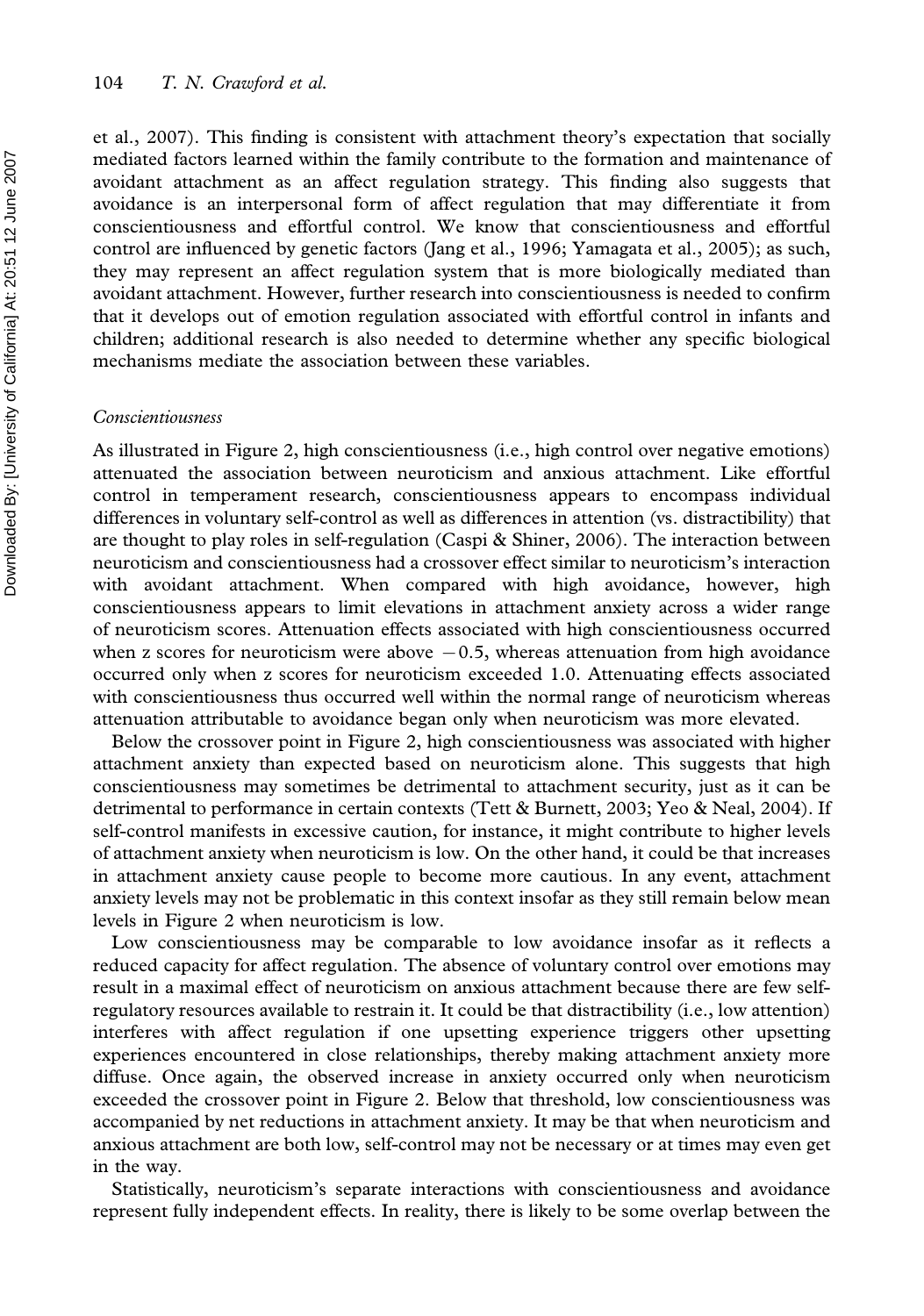et al., 2007). This finding is consistent with attachment theory's expectation that socially mediated factors learned within the family contribute to the formation and maintenance of avoidant attachment as an affect regulation strategy. This finding also suggests that avoidance is an interpersonal form of affect regulation that may differentiate it from conscientiousness and effortful control. We know that conscientiousness and effortful control are influenced by genetic factors (Jang et al., 1996; Yamagata et al., 2005); as such, they may represent an affect regulation system that is more biologically mediated than avoidant attachment. However, further research into conscientiousness is needed to confirm that it develops out of emotion regulation associated with effortful control in infants and children; additional research is also needed to determine whether any specific biological mechanisms mediate the association between these variables.

### *Conscientiousness*

As illustrated in Figure 2, high conscientiousness (i.e., high control over negative emotions) attenuated the association between neuroticism and anxious attachment. Like effortful control in temperament research, conscientiousness appears to encompass individual differences in voluntary self-control as well as differences in attention (vs. distractibility) that are thought to play roles in self-regulation (Caspi & Shiner, 2006). The interaction between neuroticism and conscientiousness had a crossover effect similar to neuroticism's interaction with avoidant attachment. When compared with high avoidance, however, high conscientiousness appears to limit elevations in attachment anxiety across a wider range of neuroticism scores. Attenuation effects associated with high conscientiousness occurred when z scores for neuroticism were above $-0.5$, whereas attenuation from high avoidance occurred only when z scores for neuroticism exceeded 1.0. Attenuating effects associated with conscientiousness thus occurred well within the normal range of neuroticism whereas attenuation attributable to avoidance began only when neuroticism was more elevated.

Below the crossover point in Figure 2, high conscientiousness was associated with higher attachment anxiety than expected based on neuroticism alone. This suggests that high conscientiousness may sometimes be detrimental to attachment security, just as it can be detrimental to performance in certain contexts (Tett & Burnett, 2003; Yeo & Neal, 2004). If self-control manifests in excessive caution, for instance, it might contribute to higher levels of attachment anxiety when neuroticism is low. On the other hand, it could be that increases in attachment anxiety cause people to become more cautious. In any event, attachment anxiety levels may not be problematic in this context insofar as they still remain below mean levels in Figure 2 when neuroticism is low.

Low conscientiousness may be comparable to low avoidance insofar as it reflects a reduced capacity for affect regulation. The absence of voluntary control over emotions may result in a maximal effect of neuroticism on anxious attachment because there are few self-regulatory resources available to restrain it. It could be that distractibility (i.e., low attention) interferes with affect regulation if one upsetting experience triggers other upsetting experiences encountered in close relationships, thereby making attachment anxiety more diffuse. Once again, the observed increase in anxiety occurred only when neuroticism exceeded the crossover point in Figure 2. Below that threshold, low conscientiousness was accompanied by net reductions in attachment anxiety. It may be that when neuroticism and anxious attachment are both low, self-control may not be necessary or at times may even get in the way.

Statistically, neuroticism's separate interactions with conscientiousness and avoidance represent fully independent effects. In reality, there is likely to be some overlap between the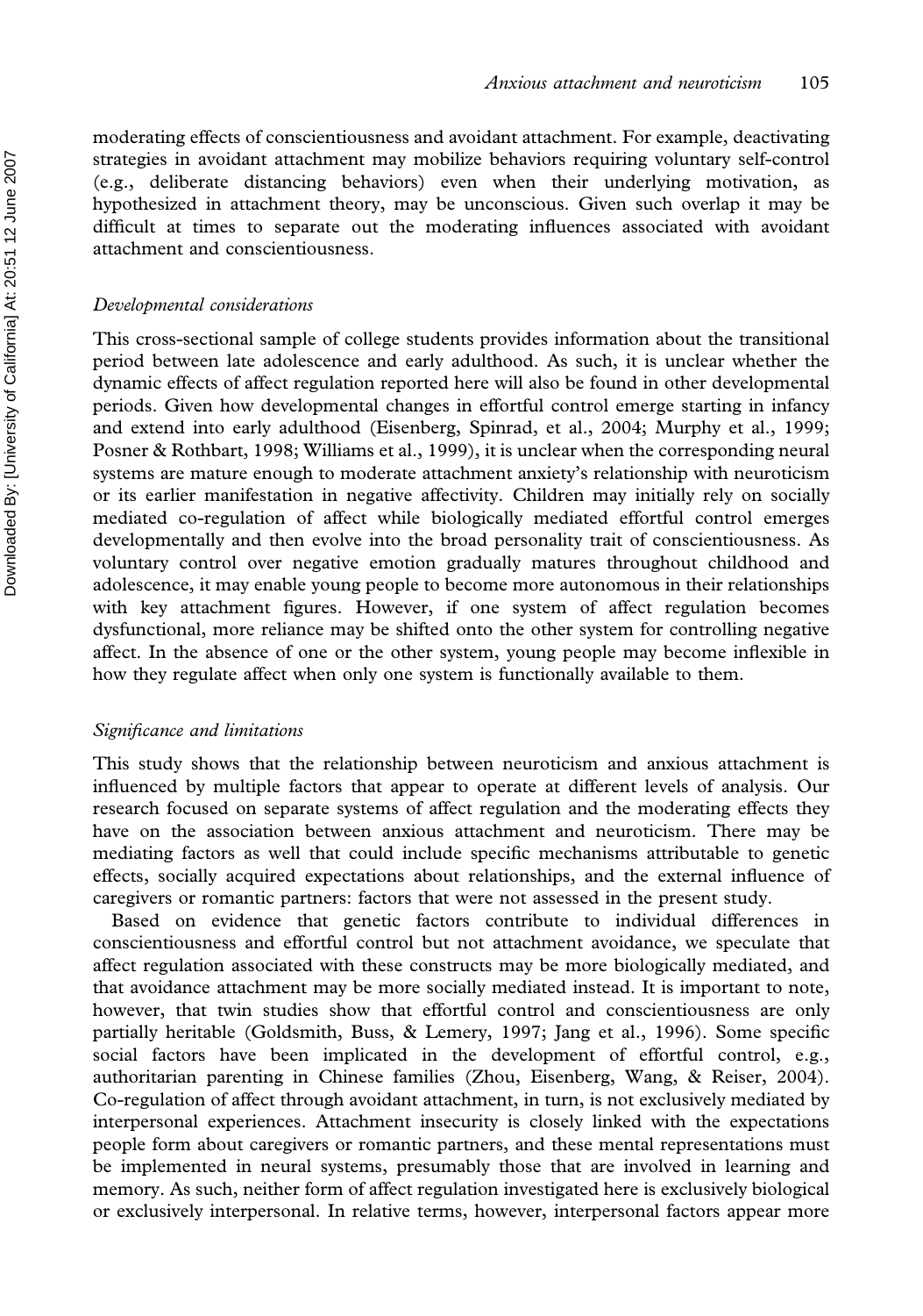moderating effects of conscientiousness and avoidant attachment. For example, deactivating strategies in avoidant attachment may mobilize behaviors requiring voluntary self-control (e.g., deliberate distancing behaviors) even when their underlying motivation, as hypothesized in attachment theory, may be unconscious. Given such overlap it may be difficult at times to separate out the moderating influences associated with avoidant attachment and conscientiousness.

### *Developmental considerations*

This cross-sectional sample of college students provides information about the transitional period between late adolescence and early adulthood. As such, it is unclear whether the dynamic effects of affect regulation reported here will also be found in other developmental periods. Given how developmental changes in effortful control emerge starting in infancy and extend into early adulthood (Eisenberg, Spinrad, et al., 2004; Murphy et al., 1999; Posner & Rothbart, 1998; Williams et al., 1999), it is unclear when the corresponding neural systems are mature enough to moderate attachment anxiety's relationship with neuroticism or its earlier manifestation in negative affectivity. Children may initially rely on socially mediated co-regulation of affect while biologically mediated effortful control emerges developmentally and then evolve into the broad personality trait of conscientiousness. As voluntary control over negative emotion gradually matures throughout childhood and adolescence, it may enable young people to become more autonomous in their relationships with key attachment figures. However, if one system of affect regulation becomes dysfunctional, more reliance may be shifted onto the other system for controlling negative affect. In the absence of one or the other system, young people may become inflexible in how they regulate affect when only one system is functionally available to them.

### *Significance and limitations*

This study shows that the relationship between neuroticism and anxious attachment is influenced by multiple factors that appear to operate at different levels of analysis. Our research focused on separate systems of affect regulation and the moderating effects they have on the association between anxious attachment and neuroticism. There may be mediating factors as well that could include specific mechanisms attributable to genetic effects, socially acquired expectations about relationships, and the external influence of caregivers or romantic partners: factors that were not assessed in the present study.

Based on evidence that genetic factors contribute to individual differences in conscientiousness and effortful control but not attachment avoidance, we speculate that affect regulation associated with these constructs may be more biologically mediated, and that avoidance attachment may be more socially mediated instead. It is important to note, however, that twin studies show that effortful control and conscientiousness are only partially heritable (Goldsmith, Buss, & Lemery, 1997; Jang et al., 1996). Some specific social factors have been implicated in the development of effortful control, e.g., authoritarian parenting in Chinese families (Zhou, Eisenberg, Wang, & Reiser, 2004). Co-regulation of affect through avoidant attachment, in turn, is not exclusively mediated by interpersonal experiences. Attachment insecurity is closely linked with the expectations people form about caregivers or romantic partners, and these mental representations must be implemented in neural systems, presumably those that are involved in learning and memory. As such, neither form of affect regulation investigated here is exclusively biological or exclusively interpersonal. In relative terms, however, interpersonal factors appear more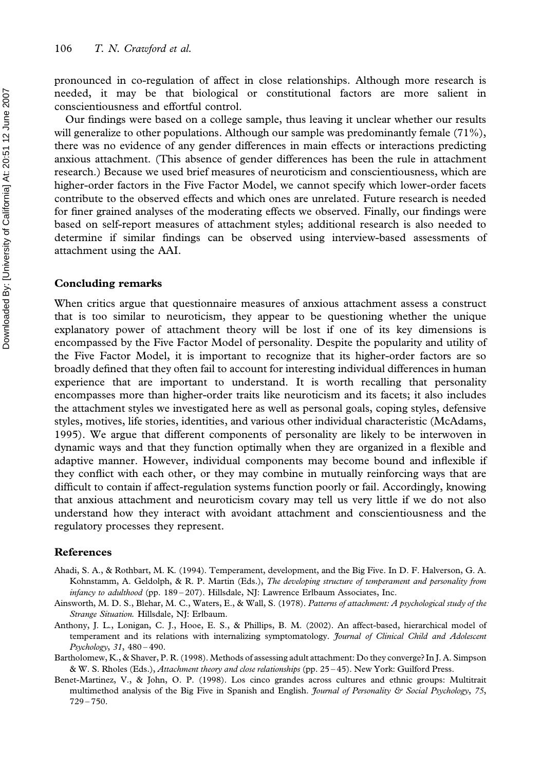pronounced in co-regulation of affect in close relationships. Although more research is needed, it may be that biological or constitutional factors are more salient in conscientiousness and effortful control.

Our findings were based on a college sample, thus leaving it unclear whether our results will generalize to other populations. Although our sample was predominantly female (71%), there was no evidence of any gender differences in main effects or interactions predicting anxious attachment. (This absence of gender differences has been the rule in attachment research.) Because we used brief measures of neuroticism and conscientiousness, which are higher-order factors in the Five Factor Model, we cannot specify which lower-order facets contribute to the observed effects and which ones are unrelated. Future research is needed for finer grained analyses of the moderating effects we observed. Finally, our findings were based on self-report measures of attachment styles; additional research is also needed to determine if similar findings can be observed using interview-based assessments of attachment using the AAI.

### Concluding remarks

When critics argue that questionnaire measures of anxious attachment assess a construct that is too similar to neuroticism, they appear to be questioning whether the unique explanatory power of attachment theory will be lost if one of its key dimensions is encompassed by the Five Factor Model of personality. Despite the popularity and utility of the Five Factor Model, it is important to recognize that its higher-order factors are so broadly defined that they often fail to account for interesting individual differences in human experience that are important to understand. It is worth recalling that personality encompasses more than higher-order traits like neuroticism and its facets; it also includes the attachment styles we investigated here as well as personal goals, coping styles, defensive styles, motives, life stories, identities, and various other individual characteristic (McAdams, 1995). We argue that different components of personality are likely to be interwoven in dynamic ways and that they function optimally when they are organized in a flexible and adaptive manner. However, individual components may become bound and inflexible if they conflict with each other, or they may combine in mutually reinforcing ways that are difficult to contain if affect-regulation systems function poorly or fail. Accordingly, knowing that anxious attachment and neuroticism covary may tell us very little if we do not also understand how they interact with avoidant attachment and conscientiousness and the regulatory processes they represent.

### References

Ahadi, S. A., & Rothbart, M. K. (1994). Temperament, development, and the Big Five. In D. F. Halverson, G. A. Kohnstamm, A. Geldolph, & R. P. Martin (Eds.), *The developing structure of temperament and personality from infancy to adulthood* (pp. 189–207). Hillsdale, NJ: Lawrence Erlbaum Associates, Inc.

Ainsworth, M. D. S., Blehar, M. C., Waters, E., & Wall, S. (1978). *Patterns of attachment: A psychological study of the Strange Situation.* Hillsdale, NJ: Erlbaum.

Anthony, J. L., Lonigan, C. J., Hooe, E. S., & Phillips, B. M. (2002). An affect-based, hierarchical model of temperament and its relations with internalizing symptomatology. *Journal of Clinical Child and Adolescent Psychology*, *31*, 480–490.

Bartholomew, K., & Shaver, P. R. (1998). Methods of assessing adult attachment: Do they converge? In J. A. Simpson & W. S. Rholes (Eds.), *Attachment theory and close relationships* (pp. 25–45). New York: Guilford Press.

Benet-Martinez, V., & John, O. P. (1998). Los cinco grandes across cultures and ethnic groups: Multitrait multimethod analysis of the Big Five in Spanish and English. *Journal of Personality & Social Psychology*, *75*, 729–750.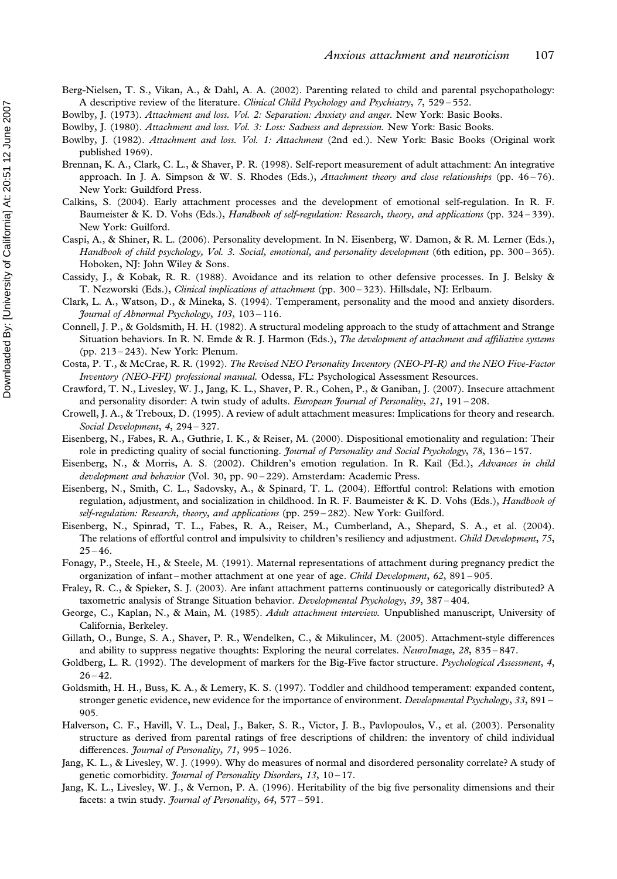Berg-Nielsen, T. S., Vikan, A., & Dahl, A. A. (2002). Parenting related to child and parental psychopathology: A descriptive review of the literature. *Clinical Child Psychology and Psychiatry*, *7*, 529 – 552.

Bowlby, J. (1973). *Attachment and loss. Vol. 2: Separation: Anxiety and anger.* New York: Basic Books.

Bowlby, J. (1980). *Attachment and loss. Vol. 3: Loss: Sadness and depression.* New York: Basic Books.

Bowlby, J. (1982). *Attachment and loss. Vol. 1: Attachment* (2nd ed.). New York: Basic Books (Original work published 1969).

Brennan, K. A., Clark, C. L., & Shaver, P. R. (1998). Self-report measurement of adult attachment: An integrative approach. In J. A. Simpson & W. S. Rhodes (Eds.), *Attachment theory and close relationships* (pp. 46 – 76). New York: Guildford Press.

Calkins, S. (2004). Early attachment processes and the development of emotional self-regulation. In R. F. Baumeister & K. D. Vohs (Eds.), *Handbook of self-regulation: Research, theory, and applications* (pp. 324 – 339). New York: Guilford.

Caspi, A., & Shiner, R. L. (2006). Personality development. In N. Eisenberg, W. Damon, & R. M. Lerner (Eds.), *Handbook of child psychology, Vol. 3. Social, emotional, and personality development* (6th edition, pp. 300 – 365). Hoboken, NJ: John Wiley & Sons.

Cassidy, J., & Kobak, R. R. (1988). Avoidance and its relation to other defensive processes. In J. Belsky & T. Nezworski (Eds.), *Clinical implications of attachment* (pp. 300 – 323). Hillsdale, NJ: Erlbaum.

Clark, L. A., Watson, D., & Mineka, S. (1994). Temperament, personality and the mood and anxiety disorders. *Journal of Abnormal Psychology*, *103*, 103 – 116.

Connell, J. P., & Goldsmith, H. H. (1982). A structural modeling approach to the study of attachment and Strange Situation behaviors. In R. N. Emde & R. J. Harmon (Eds.), *The development of attachment and affiliative systems* (pp. 213 – 243). New York: Plenum.

Costa, P. T., & McCrae, R. R. (1992). *The Revised NEO Personality Inventory (NEO-PI-R) and the NEO Five-Factor Inventory (NEO-FFI) professional manual.* Odessa, FL: Psychological Assessment Resources.

Crawford, T. N., Livesley, W. J., Jang, K. L., Shaver, P. R., Cohen, P., & Ganiban, J. (2007). Insecure attachment and personality disorder: A twin study of adults. *European Journal of Personality*, *21*, 191 – 208.

Crowell, J. A., & Treboux, D. (1995). A review of adult attachment measures: Implications for theory and research. *Social Development*, *4*, 294 – 327.

Eisenberg, N., Fabes, R. A., Guthrie, I. K., & Reiser, M. (2000). Dispositional emotionality and regulation: Their role in predicting quality of social functioning. *Journal of Personality and Social Psychology*, *78*, 136 – 157.

Eisenberg, N., & Morris, A. S. (2002). Children's emotion regulation. In R. Kail (Ed.), *Advances in child development and behavior* (Vol. 30, pp. 90 – 229). Amsterdam: Academic Press.

Eisenberg, N., Smith, C. L., Sadovsky, A., & Spinard, T. L. (2004). Effortful control: Relations with emotion regulation, adjustment, and socialization in childhood. In R. F. Baumeister & K. D. Vohs (Eds.), *Handbook of self-regulation: Research, theory, and applications* (pp. 259 – 282). New York: Guilford.

Eisenberg, N., Spinrad, T. L., Fabes, R. A., Reiser, M., Cumberland, A., Shepard, S. A., et al. (2004). The relations of effortful control and impulsivity to children's resiliency and adjustment. *Child Development*, *75*, 25 – 46.

Fonagy, P., Steele, H., & Steele, M. (1991). Maternal representations of attachment during pregnancy predict the organization of infant – mother attachment at one year of age. *Child Development*, *62*, 891 – 905.

Fraley, R. C., & Spieker, S. J. (2003). Are infant attachment patterns continuously or categorically distributed? A taxometric analysis of Strange Situation behavior. *Developmental Psychology*, *39*, 387 – 404.

George, C., Kaplan, N., & Main, M. (1985). *Adult attachment interview.* Unpublished manuscript, University of California, Berkeley.

Gillath, O., Bunge, S. A., Shaver, P. R., Wendelken, C., & Mikulincer, M. (2005). Attachment-style differences and ability to suppress negative thoughts: Exploring the neural correlates. *NeuroImage*, *28*, 835 – 847.

Goldberg, L. R. (1992). The development of markers for the Big-Five factor structure. *Psychological Assessment*, *4*, 26 – 42.

Goldsmith, H. H., Buss, K. A., & Lemery, K. S. (1997). Toddler and childhood temperament: expanded content, stronger genetic evidence, new evidence for the importance of environment. *Developmental Psychology*, *33*, 891 – 905.

Halverson, C. F., Havill, V. L., Deal, J., Baker, S. R., Victor, J. B., Pavlopoulos, V., et al. (2003). Personality structure as derived from parental ratings of free descriptions of children: the inventory of child individual differences. *Journal of Personality*, *71*, 995 – 1026.

Jang, K. L., & Livesley, W. J. (1999). Why do measures of normal and disordered personality correlate? A study of genetic comorbidity. *Journal of Personality Disorders*, *13*, 10 – 17.

Jang, K. L., Livesley, W. J., & Vernon, P. A. (1996). Heritability of the big five personality dimensions and their facets: a twin study. *Journal of Personality*, *64*, 577 – 591.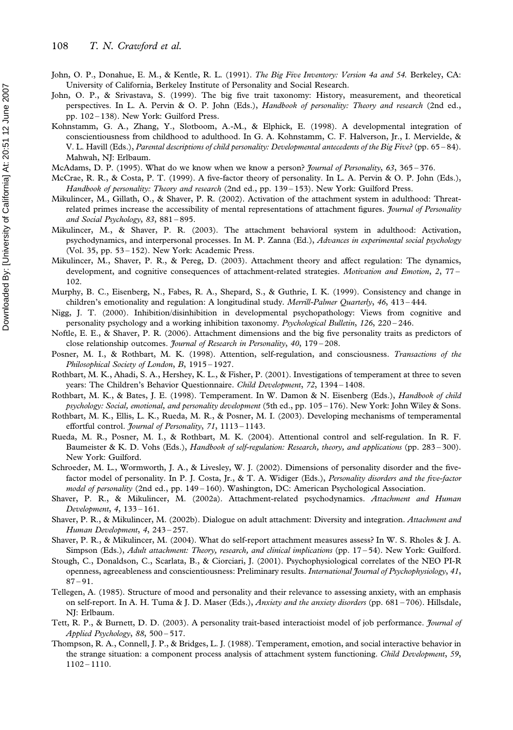John, O. P., Donahue, E. M., & Kentle, R. L. (1991). *The Big Five Inventory: Version 4a and 54.* Berkeley, CA: University of California, Berkeley Institute of Personality and Social Research.

John, O. P., & Srivastava, S. (1999). The big five trait taxonomy: History, measurement, and theoretical perspectives. In L. A. Pervin & O. P. John (Eds.), *Handbook of personality: Theory and research* (2nd ed., pp. 102 – 138). New York: Guilford Press.

Kohnstamm, G. A., Zhang, Y., Slotboom, A.-M., & Elphick, E. (1998). A developmental integration of conscientiousness from childhood to adulthood. In G. A. Kohnstamm, C. F. Halverson, Jr., I. Mervielde, & V. L. Havill (Eds.), *Parental descriptions of child personality: Developmental antecedents of the Big Five?* (pp. 65 – 84). Mahwah, NJ: Erlbaum.

McAdams, D. P. (1995). What do we know when we know a person? *Journal of Personality*, *63*, 365 – 376.

McCrae, R. R., & Costa, P. T. (1999). A five-factor theory of personality. In L. A. Pervin & O. P. John (Eds.), *Handbook of personality: Theory and research* (2nd ed., pp. 139 – 153). New York: Guilford Press.

Mikulincer, M., Gillath, O., & Shaver, P. R. (2002). Activation of the attachment system in adulthood: Threat-related primes increase the accessibility of mental representations of attachment figures. *Journal of Personality and Social Psychology*, *83*, 881 – 895.

Mikulincer, M., & Shaver, P. R. (2003). The attachment behavioral system in adulthood: Activation, psychodynamics, and interpersonal processes. In M. P. Zanna (Ed.), *Advances in experimental social psychology* (Vol. 35, pp. 53 – 152). New York: Academic Press.

Mikulincer, M., Shaver, P. R., & Pereg, D. (2003). Attachment theory and affect regulation: The dynamics, development, and cognitive consequences of attachment-related strategies. *Motivation and Emotion*, *2*, 77 – 102.

Murphy, B. C., Eisenberg, N., Fabes, R. A., Shepard, S., & Guthrie, I. K. (1999). Consistency and change in children's emotionality and regulation: A longitudinal study. *Merrill-Palmer Quarterly*, *46*, 413 – 444.

Nigg, J. T. (2000). Inhibition/disinhibition in developmental psychopathology: Views from cognitive and personality psychology and a working inhibition taxonomy. *Psychological Bulletin*, *126*, 220 – 246.

Noftle, E. E., & Shaver, P. R. (2006). Attachment dimensions and the big five personality traits as predictors of close relationship outcomes. *Journal of Research in Personality*, *40*, 179 – 208.

Posner, M. I., & Rothbart, M. K. (1998). Attention, self-regulation, and consciousness. *Transactions of the Philosophical Society of London*, *B*, 1915 – 1927.

Rothbart, M. K., Ahadi, S. A., Hershey, K. L., & Fisher, P. (2001). Investigations of temperament at three to seven years: The Children's Behavior Questionnaire. *Child Development*, *72*, 1394 – 1408.

Rothbart, M. K., & Bates, J. E. (1998). Temperament. In W. Damon & N. Eisenberg (Eds.), *Handbook of child psychology: Social, emotional, and personality development* (5th ed., pp. 105 – 176). New York: John Wiley & Sons.

Rothbart, M. K., Ellis, L. K., Rueda, M. R., & Posner, M. I. (2003). Developing mechanisms of temperamental effortful control. *Journal of Personality*, *71*, 1113 – 1143.

Rueda, M. R., Posner, M. I., & Rothbart, M. K. (2004). Attentional control and self-regulation. In R. F. Baumeister & K. D. Vohs (Eds.), *Handbook of self-regulation: Research, theory, and applications* (pp. 283 – 300). New York: Guilford.

Schroeder, M. L., Wormworth, J. A., & Livesley, W. J. (2002). Dimensions of personality disorder and the five-factor model of personality. In P. J. Costa, Jr., & T. A. Widiger (Eds.), *Personality disorders and the five-factor model of personality* (2nd ed., pp. 149 – 160). Washington, DC: American Psychological Association.

Shaver, P. R., & Mikulincer, M. (2002a). Attachment-related psychodynamics. *Attachment and Human Development*, *4*, 133 – 161.

Shaver, P. R., & Mikulincer, M. (2002b). Dialogue on adult attachment: Diversity and integration. *Attachment and Human Development*, *4*, 243 – 257.

Shaver, P. R., & Mikulincer, M. (2004). What do self-report attachment measures assess? In W. S. Rholes & J. A. Simpson (Eds.), *Adult attachment: Theory, research, and clinical implications* (pp. 17 – 54). New York: Guilford.

Stough, C., Donaldson, C., Scarlata, B., & Ciorciari, J. (2001). Psychophysiological correlates of the NEO PI-R openness, agreeableness and conscientiousness: Preliminary results. *International Journal of Psychophysiology*, *41*, 87 – 91.

Tellegen, A. (1985). Structure of mood and personality and their relevance to assessing anxiety, with an emphasis on self-report. In A. H. Tuma & J. D. Maser (Eds.), *Anxiety and the anxiety disorders* (pp. 681 – 706). Hillsdale, NJ: Erlbaum.

Tett, R. P., & Burnett, D. D. (2003). A personality trait-based interactioist model of job performance. *Journal of Applied Psychology*, *88*, 500 – 517.

Thompson, R. A., Connell, J. P., & Bridges, L. J. (1988). Temperament, emotion, and social interactive behavior in the strange situation: a component process analysis of attachment system functioning. *Child Development*, *59*, 1102 – 1110.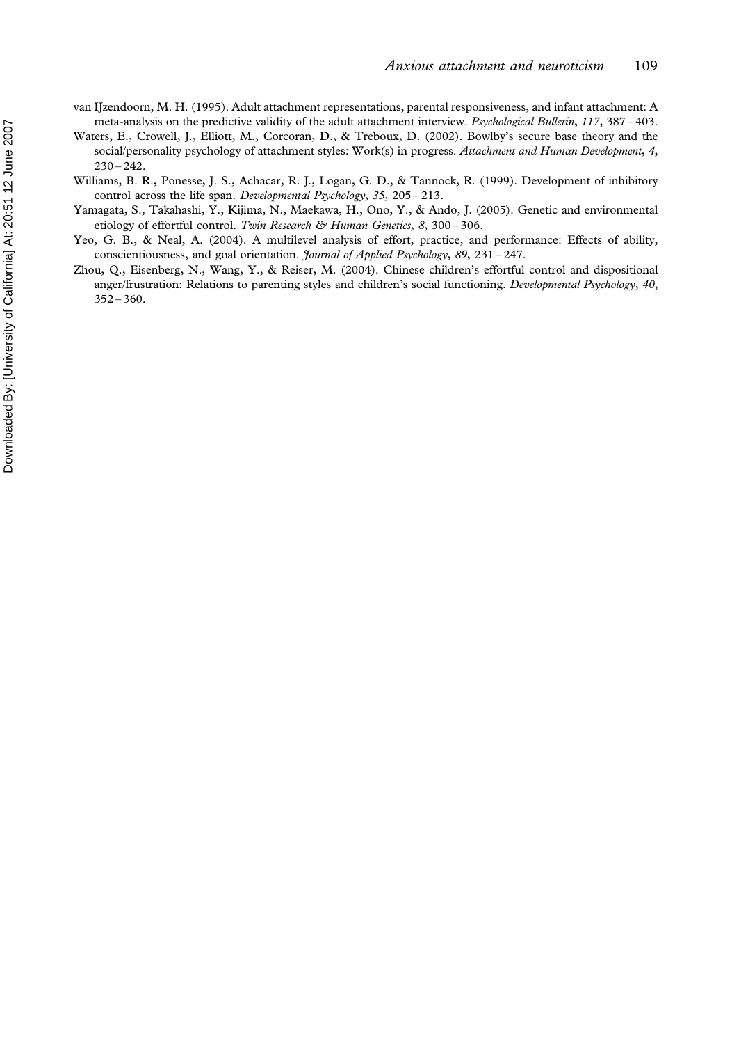van IJzendoorn, M. H. (1995). Adult attachment representations, parental responsiveness, and infant attachment: A meta-analysis on the predictive validity of the adult attachment interview. *Psychological Bulletin*, *117*, 387 – 403.

Waters, E., Crowell, J., Elliott, M., Corcoran, D., & Treboux, D. (2002). Bowlby's secure base theory and the social/personality psychology of attachment styles: Work(s) in progress. *Attachment and Human Development*, *4*, 230 – 242.

Williams, B. R., Ponesse, J. S., Achacar, R. J., Logan, G. D., & Tannock, R. (1999). Development of inhibitory control across the life span. *Developmental Psychology*, *35*, 205 – 213.

Yamagata, S., Takahashi, Y., Kijima, N., Maekawa, H., Ono, Y., & Ando, J. (2005). Genetic and environmental etiology of effortful control. *Twin Research & Human Genetics*, *8*, 300 – 306.

Yeo, G. B., & Neal, A. (2004). A multilevel analysis of effort, practice, and performance: Effects of ability, conscientiousness, and goal orientation. *Journal of Applied Psychology*, *89*, 231 – 247.

Zhou, Q., Eisenberg, N., Wang, Y., & Reiser, M. (2004). Chinese children's effortful control and dispositional anger/frustration: Relations to parenting styles and children's social functioning. *Developmental Psychology*, *40*, 352 – 360.